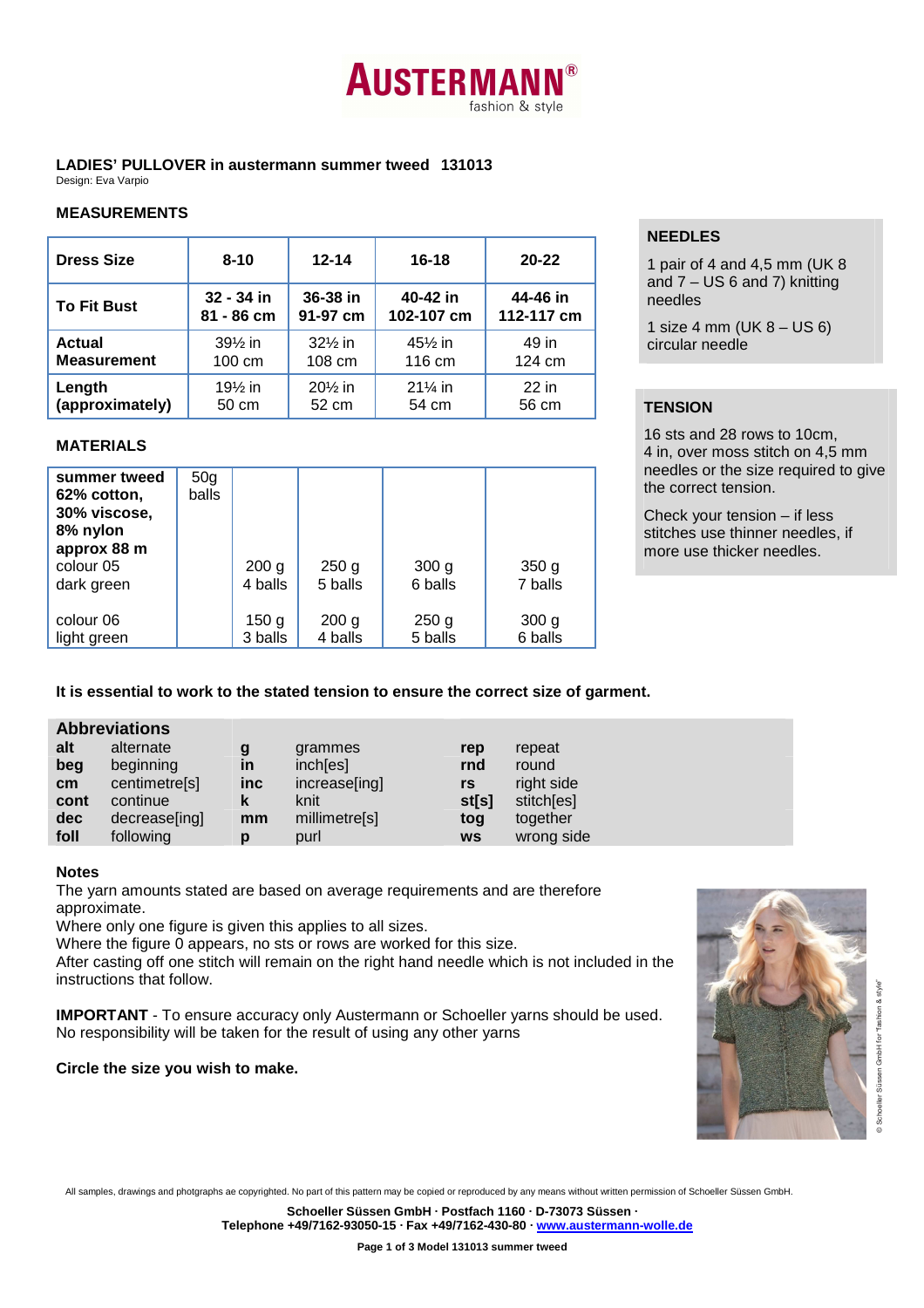AUSTERMANN®
fashion & style

## LADIES' PULLOVER in austermann summer tweed 131013

Design: Eva Varpio

### MEASUREMENTS

| Dress Size | 8-10 | 12-14 | 16-18 | 20-22 |
|---|---|---|---|---|
| To Fit Bust | 32 - 34 in<br>81 - 86 cm | 36-38 in<br>91-97 cm | 40-42 in<br>102-107 cm | 44-46 in<br>112-117 cm |
| Actual Measurement | 39½ in<br>100 cm | 32½ in<br>108 cm | 45½ in<br>116 cm | 49 in<br>124 cm |
| Length (approximately) | 19½ in<br>50 cm | 20½ in<br>52 cm | 21¼ in<br>54 cm | 22 in<br>56 cm |

### MATERIALS

| summer tweed 62% cotton, 30% viscose, 8% nylon approx 88 m | 50g balls | | | | |
|---|---|---|---|---|---|
| colour 05 dark green | | 200 g<br>4 balls | 250 g<br>5 balls | 300 g<br>6 balls | 350 g<br>7 balls |
| colour 06 light green | | 150 g<br>3 balls | 200 g<br>4 balls | 250 g<br>5 balls | 300 g<br>6 balls |

### NEEDLES

1 pair of 4 and 4,5 mm (UK 8 and 7 – US 6 and 7) knitting needles

1 size 4 mm (UK 8 – US 6) circular needle

### TENSION

16 sts and 28 rows to 10cm, 4 in, over moss stitch on 4,5 mm needles or the size required to give the correct tension.

Check your tension – if less stitches use thinner needles, if more use thicker needles.

**It is essential to work to the stated tension to ensure the correct size of garment.**

### Abbreviations

| | | | | | |
|---|---|---|---|---|---|
| **alt** | alternate | **g** | grammes | **rep** | repeat |
| **beg** | beginning | **in** | inch[es] | **rnd** | round |
| **cm** | centimetre[s] | **inc** | increase[ing] | **rs** | right side |
| **cont** | continue | **k** | knit | **st[s]** | stitch[es] |
| **dec** | decrease[ing] | **mm** | millimetre[s] | **tog** | together |
| **foll** | following | **p** | purl | **ws** | wrong side |

### Notes

The yarn amounts stated are based on average requirements and are therefore approximate.
Where only one figure is given this applies to all sizes.
Where the figure 0 appears, no sts or rows are worked for this size.
After casting off one stitch will remain on the right hand needle which is not included in the instructions that follow.

**IMPORTANT** - To ensure accuracy only Austermann or Schoeller yarns should be used. No responsibility will be taken for the result of using any other yarns

**Circle the size you wish to make.**

© Schoeller Süssen GmbH for 'fashion & style'

All samples, drawings and photgraphs ae copyrighted. No part of this pattern may be copied or reproduced by any means without written permission of Schoeller Süssen GmbH.

**Schoeller Süssen GmbH · Postfach 1160 · D-73073 Süssen ·**
**Telephone +49/7162-93050-15 · Fax +49/7162-430-80 · www.austermann-wolle.de**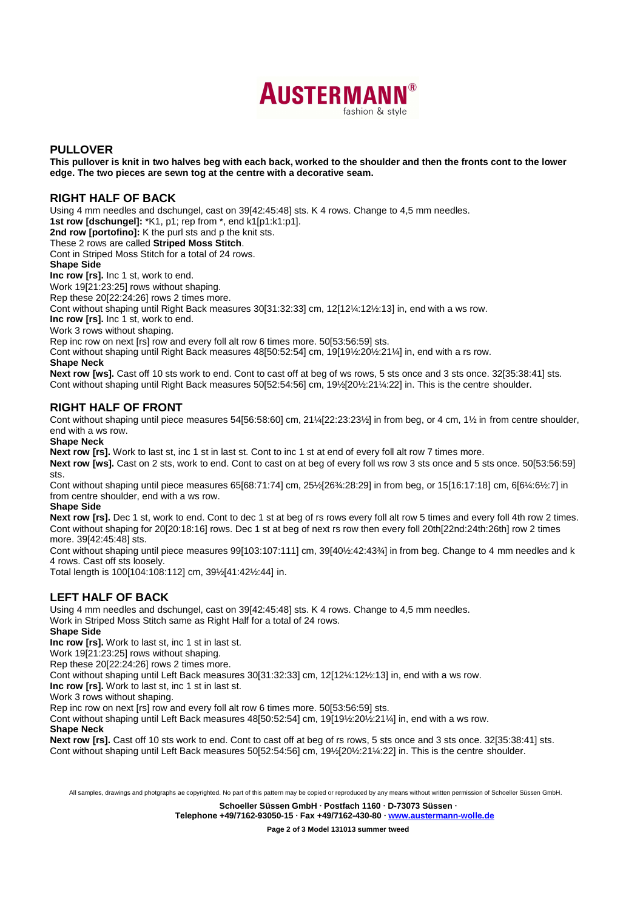**AUSTERMANN®**
fashion & style

## PULLOVER

**This pullover is knit in two halves beg with each back, worked to the shoulder and then the fronts cont to the lower edge. The two pieces are sewn tog at the centre with a decorative seam.**

## RIGHT HALF OF BACK

Using 4 mm needles and dschungel, cast on 39[42:45:48] sts. K 4 rows. Change to 4,5 mm needles.
**1st row [dschungel]:** *K1, p1; rep from *, end k1[p1:k1:p1].
**2nd row [portofino]:** K the purl sts and p the knit sts.
These 2 rows are called **Striped Moss Stitch**.
Cont in Striped Moss Stitch for a total of 24 rows.

**Shape Side**

**Inc row [rs].** Inc 1 st, work to end.
Work 19[21:23:25] rows without shaping.
Rep these 20[22:24:26] rows 2 times more.
Cont without shaping until Right Back measures 30[31:32:33] cm, 12[12¼:12½:13] in, end with a ws row.
**Inc row [rs].** Inc 1 st, work to end.
Work 3 rows without shaping.
Rep inc row on next [rs] row and every foll alt row 6 times more. 50[53:56:59] sts.
Cont without shaping until Right Back measures 48[50:52:54] cm, 19[19½:20½:21¼] in, end with a rs row.

**Shape Neck**

**Next row [ws].** Cast off 10 sts work to end. Cont to cast off at beg of ws rows, 5 sts once and 3 sts once. 32[35:38:41] sts.
Cont without shaping until Right Back measures 50[52:54:56] cm, 19½[20½:21¼:22] in. This is the centre shoulder.

## RIGHT HALF OF FRONT

Cont without shaping until piece measures 54[56:58:60] cm, 21¼[22:23:23½] in from beg, or 4 cm, 1½ in from centre shoulder, end with a ws row.

**Shape Neck**

**Next row [rs].** Work to last st, inc 1 st in last st. Cont to inc 1 st at end of every foll alt row 7 times more.
**Next row [ws].** Cast on 2 sts, work to end. Cont to cast on at beg of every foll ws row 3 sts once and 5 sts once. 50[53:56:59] sts.
Cont without shaping until piece measures 65[68:71:74] cm, 25½[26¾:28:29] in from beg, or 15[16:17:18] cm, 6[6¼:6½:7] in from centre shoulder, end with a ws row.

**Shape Side**

**Next row [rs].** Dec 1 st, work to end. Cont to dec 1 st at beg of rs rows every foll alt row 5 times and every foll 4th row 2 times.
Cont without shaping for 20[20:18:16] rows. Dec 1 st at beg of next rs row then every foll 20th[22nd:24th:26th] row 2 times more. 39[42:45:48] sts.
Cont without shaping until piece measures 99[103:107:111] cm, 39[40½:42:43¾] in from beg. Change to 4 mm needles and k 4 rows. Cast off sts loosely.
Total length is 100[104:108:112] cm, 39½[41:42½:44] in.

## LEFT HALF OF BACK

Using 4 mm needles and dschungel, cast on 39[42:45:48] sts. K 4 rows. Change to 4,5 mm needles.
Work in Striped Moss Stitch same as Right Half for a total of 24 rows.

**Shape Side**

**Inc row [rs].** Work to last st, inc 1 st in last st.
Work 19[21:23:25] rows without shaping.
Rep these 20[22:24:26] rows 2 times more.
Cont without shaping until Left Back measures 30[31:32:33] cm, 12[12¼:12½:13] in, end with a ws row.
**Inc row [rs].** Work to last st, inc 1 st in last st.
Work 3 rows without shaping.
Rep inc row on next [rs] row and every foll alt row 6 times more. 50[53:56:59] sts.
Cont without shaping until Left Back measures 48[50:52:54] cm, 19[19½:20½:21¼] in, end with a ws row.

**Shape Neck**

**Next row [rs].** Cast off 10 sts work to end. Cont to cast off at beg of rs rows, 5 sts once and 3 sts once. 32[35:38:41] sts.
Cont without shaping until Left Back measures 50[52:54:56] cm, 19½[20½:21¼:22] in. This is the centre shoulder.

All samples, drawings and photgraphs ae copyrighted. No part of this pattern may be copied or reproduced by any means without written permission of Schoeller Süssen GmbH.

**Schoeller Süssen GmbH · Postfach 1160 · D-73073 Süssen ·**
**Telephone +49/7162-93050-15 · Fax +49/7162-430-80 · www.austermann-wolle.de**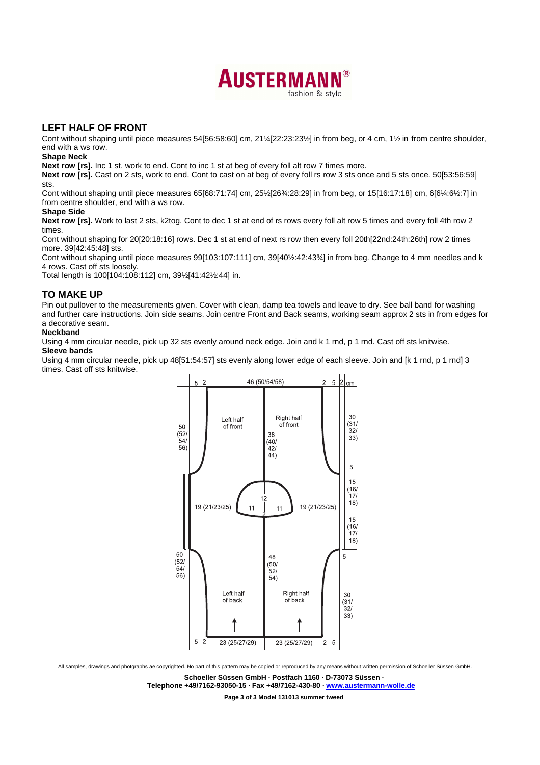## LEFT HALF OF FRONT

Cont without shaping until piece measures 54[56:58:60] cm, 21¼[22:23:23½] in from beg, or 4 cm, 1½ in from centre shoulder, end with a ws row.

**Shape Neck**

**Next row [rs].** Inc 1 st, work to end. Cont to inc 1 st at beg of every foll alt row 7 times more.

**Next row [rs].** Cast on 2 sts, work to end. Cont to cast on at beg of every foll rs row 3 sts once and 5 sts once. 50[53:56:59] sts.

Cont without shaping until piece measures 65[68:71:74] cm, 25½[26¾:28:29] in from beg, or 15[16:17:18] cm, 6[6¼:6½:7] in from centre shoulder, end with a ws row.

**Shape Side**

**Next row [rs].** Work to last 2 sts, k2tog. Cont to dec 1 st at end of rs rows every foll alt row 5 times and every foll 4th row 2 times.

Cont without shaping for 20[20:18:16] rows. Dec 1 st at end of next rs row then every foll 20th[22nd:24th:26th] row 2 times more. 39[42:45:48] sts.

Cont without shaping until piece measures 99[103:107:111] cm, 39[40½:42:43¾] in from beg. Change to 4 mm needles and k 4 rows. Cast off sts loosely.

Total length is 100[104:108:112] cm, 39½[41:42½:44] in.

## TO MAKE UP

Pin out pullover to the measurements given. Cover with clean, damp tea towels and leave to dry. See ball band for washing and further care instructions. Join side seams. Join centre Front and Back seams, working seam approx 2 sts in from edges for a decorative seam.

**Neckband**

Using 4 mm circular needle, pick up 32 sts evenly around neck edge. Join and k 1 rnd, p 1 rnd. Cast off sts knitwise.

**Sleeve bands**

Using 4 mm circular needle, pick up 48[51:54:57] sts evenly along lower edge of each sleeve. Join and [k 1 rnd, p 1 rnd] 3 times. Cast off sts knitwise.

5 2 46 (50/54/58) 2 5 2 cm

Left half of front

Right half of front

50 (52/ 54/ 56)

38 (40/ 42/ 44)

30 (31/ 32/ 33)

5

15 (16/ 17/ 18)

12

19 (21/23/25) 11 11 19 (21/23/25)

15 (16/ 17/ 18)

50 (52/ 54/ 56)

48 (50/ 52/ 54)

5

Left half of back

Right half of back

30 (31/ 32/ 33)

5 2 23 (25/27/29) 23 (25/27/29) 2 5

All samples, drawings and photgraphs ae copyrighted. No part of this pattern may be copied or reproduced by any means without written permission of Schoeller Süssen GmbH.

**Schoeller Süssen GmbH · Postfach 1160 · D-73073 Süssen ·**
**Telephone +49/7162-93050-15 · Fax +49/7162-430-80 · www.austermann-wolle.de**